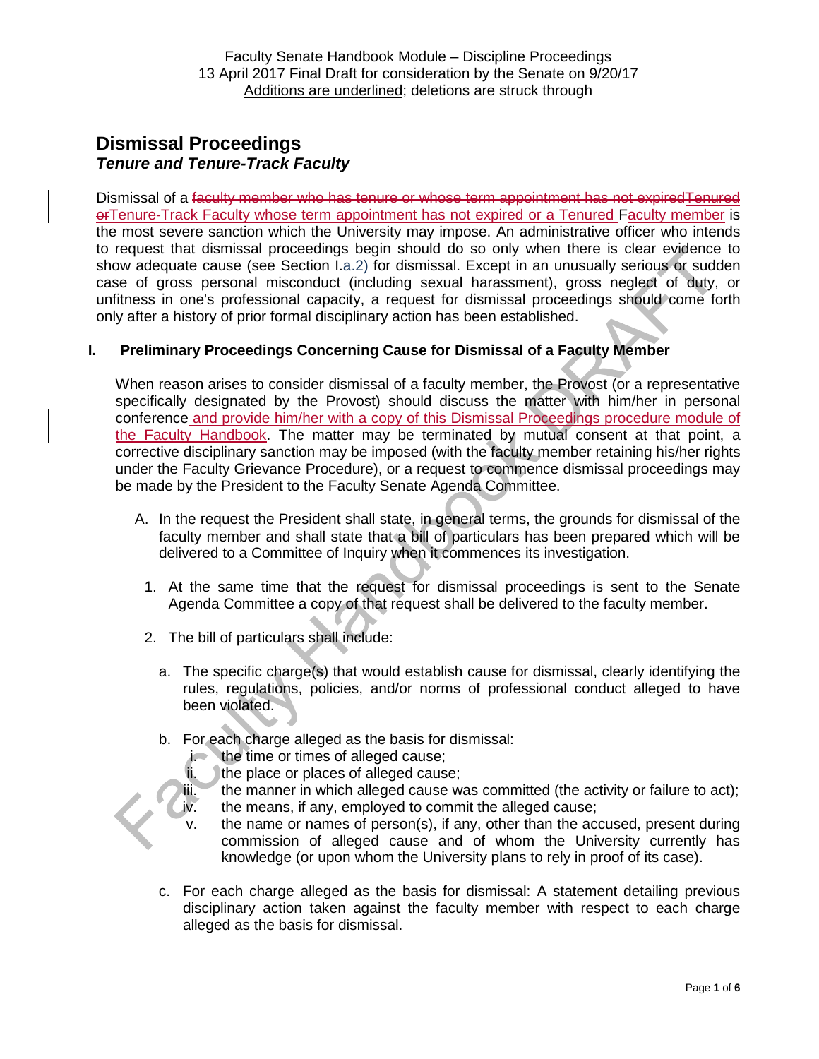Faculty Senate Handbook Module – Discipline Proceedings
13 April 2017 Final Draft for consideration by the Senate on 9/20/17
Additions are underlined; ~~deletions are struck through~~

# Dismissal Proceedings

## *Tenure and Tenure-Track Faculty*

Dismissal of a ~~faculty member who has tenure or whose term appointment has not expiredTenured or~~Tenure-Track Faculty whose term appointment has not expired or a Tenured Faculty member is the most severe sanction which the University may impose. An administrative officer who intends to request that dismissal proceedings begin should do so only when there is clear evidence to show adequate cause (see Section I.a.2) for dismissal. Except in an unusually serious or sudden case of gross personal misconduct (including sexual harassment), gross neglect of duty, or unfitness in one's professional capacity, a request for dismissal proceedings should come forth only after a history of prior formal disciplinary action has been established.

### I. Preliminary Proceedings Concerning Cause for Dismissal of a Faculty Member

When reason arises to consider dismissal of a faculty member, the Provost (or a representative specifically designated by the Provost) should discuss the matter with him/her in personal conference and provide him/her with a copy of this Dismissal Proceedings procedure module of the Faculty Handbook. The matter may be terminated by mutual consent at that point, a corrective disciplinary sanction may be imposed (with the faculty member retaining his/her rights under the Faculty Grievance Procedure), or a request to commence dismissal proceedings may be made by the President to the Faculty Senate Agenda Committee.

A. In the request the President shall state, in general terms, the grounds for dismissal of the faculty member and shall state that a bill of particulars has been prepared which will be delivered to a Committee of Inquiry when it commences its investigation.

1. At the same time that the request for dismissal proceedings is sent to the Senate Agenda Committee a copy of that request shall be delivered to the faculty member.

2. The bill of particulars shall include:

   a. The specific charge(s) that would establish cause for dismissal, clearly identifying the rules, regulations, policies, and/or norms of professional conduct alleged to have been violated.

   b. For each charge alleged as the basis for dismissal:
      i. the time or times of alleged cause;
      ii. the place or places of alleged cause;
      iii. the manner in which alleged cause was committed (the activity or failure to act);
      iv. the means, if any, employed to commit the alleged cause;
      v. the name or names of person(s), if any, other than the accused, present during commission of alleged cause and of whom the University currently has knowledge (or upon whom the University plans to rely in proof of its case).

   c. For each charge alleged as the basis for dismissal: A statement detailing previous disciplinary action taken against the faculty member with respect to each charge alleged as the basis for dismissal.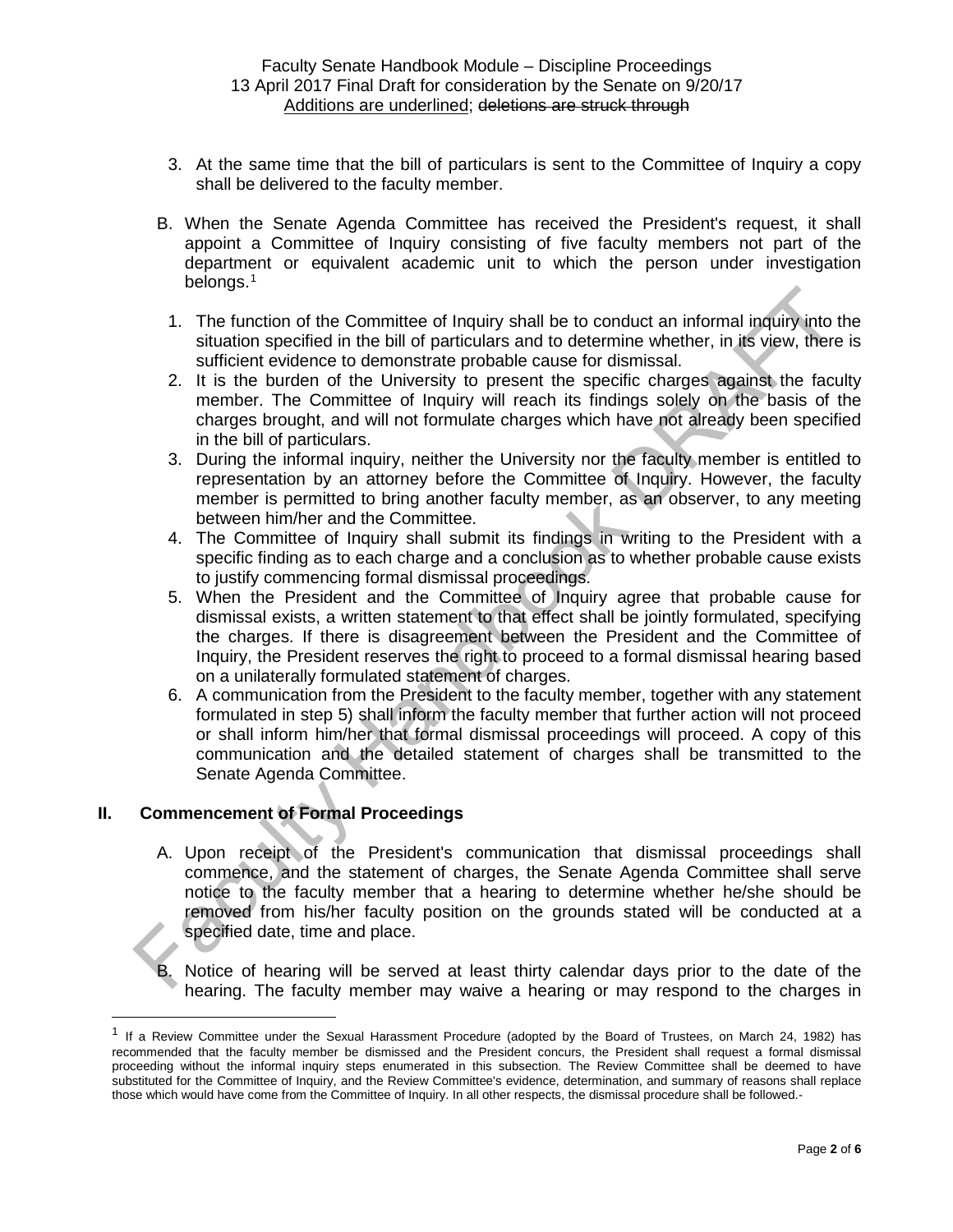3. At the same time that the bill of particulars is sent to the Committee of Inquiry a copy shall be delivered to the faculty member.

B. When the Senate Agenda Committee has received the President's request, it shall appoint a Committee of Inquiry consisting of five faculty members not part of the department or equivalent academic unit to which the person under investigation belongs.[1]

1. The function of the Committee of Inquiry shall be to conduct an informal inquiry into the situation specified in the bill of particulars and to determine whether, in its view, there is sufficient evidence to demonstrate probable cause for dismissal.
2. It is the burden of the University to present the specific charges against the faculty member. The Committee of Inquiry will reach its findings solely on the basis of the charges brought, and will not formulate charges which have not already been specified in the bill of particulars.
3. During the informal inquiry, neither the University nor the faculty member is entitled to representation by an attorney before the Committee of Inquiry. However, the faculty member is permitted to bring another faculty member, as an observer, to any meeting between him/her and the Committee.
4. The Committee of Inquiry shall submit its findings in writing to the President with a specific finding as to each charge and a conclusion as to whether probable cause exists to justify commencing formal dismissal proceedings.
5. When the President and the Committee of Inquiry agree that probable cause for dismissal exists, a written statement to that effect shall be jointly formulated, specifying the charges. If there is disagreement between the President and the Committee of Inquiry, the President reserves the right to proceed to a formal dismissal hearing based on a unilaterally formulated statement of charges.
6. A communication from the President to the faculty member, together with any statement formulated in step 5) shall inform the faculty member that further action will not proceed or shall inform him/her that formal dismissal proceedings will proceed. A copy of this communication and the detailed statement of charges shall be transmitted to the Senate Agenda Committee.

## II. Commencement of Formal Proceedings

A. Upon receipt of the President's communication that dismissal proceedings shall commence, and the statement of charges, the Senate Agenda Committee shall serve notice to the faculty member that a hearing to determine whether he/she should be removed from his/her faculty position on the grounds stated will be conducted at a specified date, time and place.

B. Notice of hearing will be served at least thirty calendar days prior to the date of the hearing. The faculty member may waive a hearing or may respond to the charges in

---

[1] If a Review Committee under the Sexual Harassment Procedure (adopted by the Board of Trustees, on March 24, 1982) has recommended that the faculty member be dismissed and the President concurs, the President shall request a formal dismissal proceeding without the informal inquiry steps enumerated in this subsection. The Review Committee shall be deemed to have substituted for the Committee of Inquiry, and the Review Committee's evidence, determination, and summary of reasons shall replace those which would have come from the Committee of Inquiry. In all other respects, the dismissal procedure shall be followed.-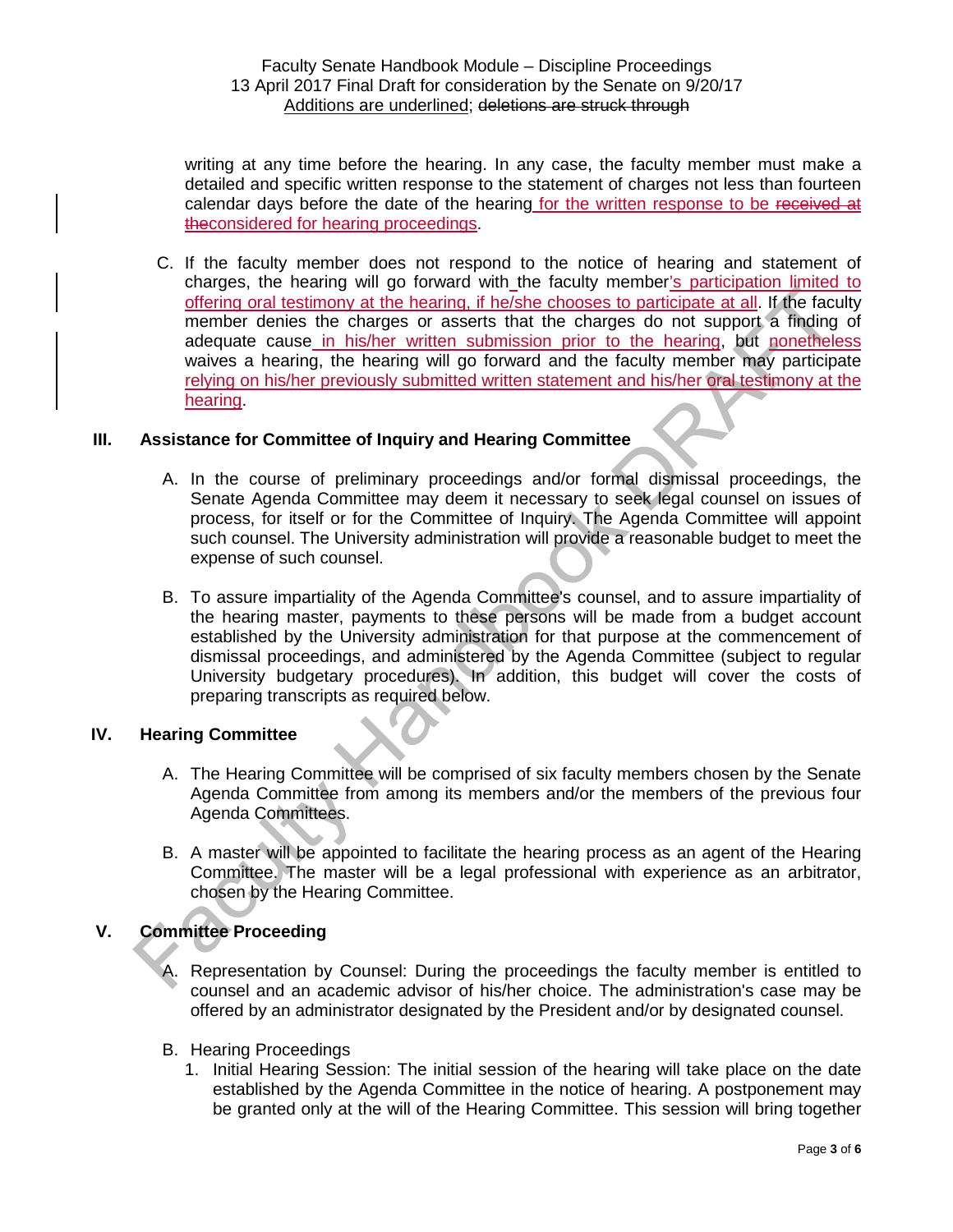writing at any time before the hearing. In any case, the faculty member must make a detailed and specific written response to the statement of charges not less than fourteen calendar days before the date of the hearing for the written response to be ~~received at the~~considered for hearing proceedings.

C. If the faculty member does not respond to the notice of hearing and statement of charges, the hearing will go forward with the faculty member's participation limited to offering oral testimony at the hearing, if he/she chooses to participate at all. If the faculty member denies the charges or asserts that the charges do not support a finding of adequate cause in his/her written submission prior to the hearing, but nonetheless waives a hearing, the hearing will go forward and the faculty member may participate relying on his/her previously submitted written statement and his/her oral testimony at the hearing.

## III. Assistance for Committee of Inquiry and Hearing Committee

A. In the course of preliminary proceedings and/or formal dismissal proceedings, the Senate Agenda Committee may deem it necessary to seek legal counsel on issues of process, for itself or for the Committee of Inquiry. The Agenda Committee will appoint such counsel. The University administration will provide a reasonable budget to meet the expense of such counsel.

B. To assure impartiality of the Agenda Committee's counsel, and to assure impartiality of the hearing master, payments to these persons will be made from a budget account established by the University administration for that purpose at the commencement of dismissal proceedings, and administered by the Agenda Committee (subject to regular University budgetary procedures). In addition, this budget will cover the costs of preparing transcripts as required below.

## IV. Hearing Committee

A. The Hearing Committee will be comprised of six faculty members chosen by the Senate Agenda Committee from among its members and/or the members of the previous four Agenda Committees.

B. A master will be appointed to facilitate the hearing process as an agent of the Hearing Committee. The master will be a legal professional with experience as an arbitrator, chosen by the Hearing Committee.

## V. Committee Proceeding

A. Representation by Counsel: During the proceedings the faculty member is entitled to counsel and an academic advisor of his/her choice. The administration's case may be offered by an administrator designated by the President and/or by designated counsel.

B. Hearing Proceedings

1. Initial Hearing Session: The initial session of the hearing will take place on the date established by the Agenda Committee in the notice of hearing. A postponement may be granted only at the will of the Hearing Committee. This session will bring together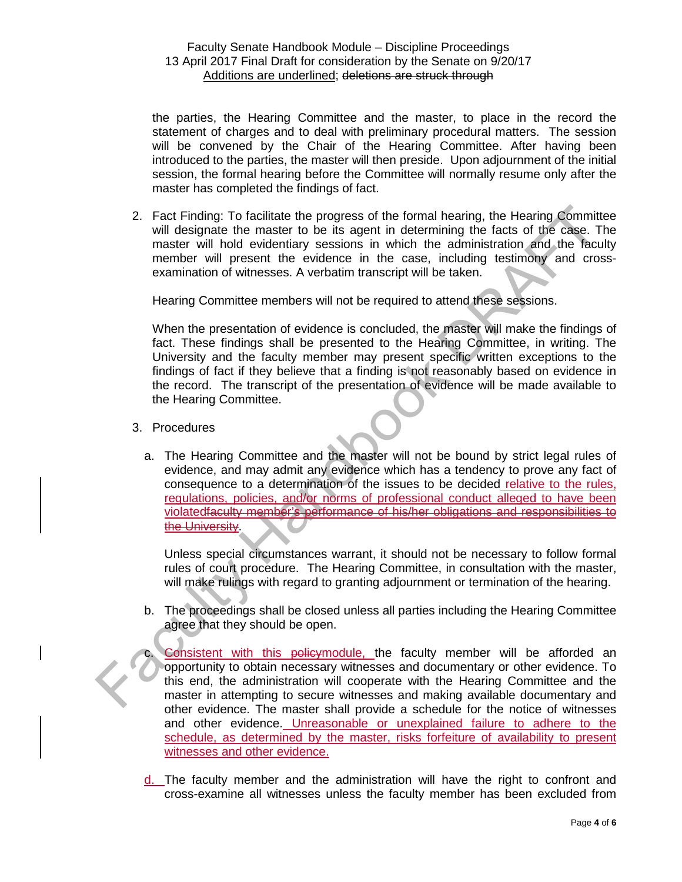the parties, the Hearing Committee and the master, to place in the record the statement of charges and to deal with preliminary procedural matters. The session will be convened by the Chair of the Hearing Committee. After having been introduced to the parties, the master will then preside. Upon adjournment of the initial session, the formal hearing before the Committee will normally resume only after the master has completed the findings of fact.

2. Fact Finding: To facilitate the progress of the formal hearing, the Hearing Committee will designate the master to be its agent in determining the facts of the case. The master will hold evidentiary sessions in which the administration and the faculty member will present the evidence in the case, including testimony and cross-examination of witnesses. A verbatim transcript will be taken.

   Hearing Committee members will not be required to attend these sessions.

   When the presentation of evidence is concluded, the master will make the findings of fact. These findings shall be presented to the Hearing Committee, in writing. The University and the faculty member may present specific written exceptions to the findings of fact if they believe that a finding is not reasonably based on evidence in the record. The transcript of the presentation of evidence will be made available to the Hearing Committee.

3. Procedures

   a. The Hearing Committee and the master will not be bound by strict legal rules of evidence, and may admit any evidence which has a tendency to prove any fact of consequence to a determination of the issues to be decided <u>relative to the rules, regulations, policies, and/or norms of professional conduct alleged to have been violated</u>~~faculty member's performance of his/her obligations and responsibilities to the University~~.

      Unless special circumstances warrant, it should not be necessary to follow formal rules of court procedure. The Hearing Committee, in consultation with the master, will make rulings with regard to granting adjournment or termination of the hearing.

   b. The proceedings shall be closed unless all parties including the Hearing Committee agree that they should be open.

   c. <u>Consistent with this</u> ~~policy~~<u>module,</u> the faculty member will be afforded an opportunity to obtain necessary witnesses and documentary or other evidence. To this end, the administration will cooperate with the Hearing Committee and the master in attempting to secure witnesses and making available documentary and other evidence. The master shall provide a schedule for the notice of witnesses and other evidence. <u>Unreasonable or unexplained failure to adhere to the schedule, as determined by the master, risks forfeiture of availability to present witnesses and other evidence.</u>

   <u>d.</u> The faculty member and the administration will have the right to confront and cross-examine all witnesses unless the faculty member has been excluded from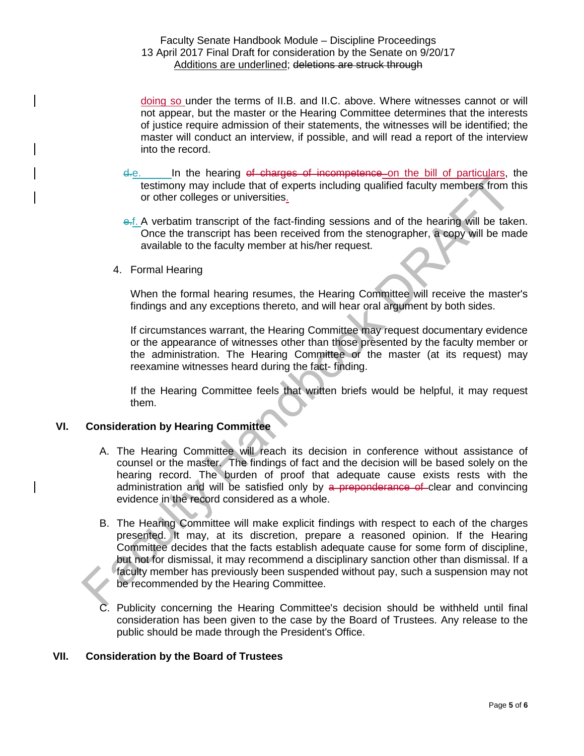doing so under the terms of II.B. and II.C. above. Where witnesses cannot or will not appear, but the master or the Hearing Committee determines that the interests of justice require admission of their statements, the witnesses will be identified; the master will conduct an interview, if possible, and will read a report of the interview into the record.

~~d.~~e. In the hearing ~~of charges of incompetence~~ on the bill of particulars, the testimony may include that of experts including qualified faculty members from this or other colleges or universities.

~~e.~~f. A verbatim transcript of the fact-finding sessions and of the hearing will be taken. Once the transcript has been received from the stenographer, a copy will be made available to the faculty member at his/her request.

4. Formal Hearing

When the formal hearing resumes, the Hearing Committee will receive the master's findings and any exceptions thereto, and will hear oral argument by both sides.

If circumstances warrant, the Hearing Committee may request documentary evidence or the appearance of witnesses other than those presented by the faculty member or the administration. The Hearing Committee or the master (at its request) may reexamine witnesses heard during the fact- finding.

If the Hearing Committee feels that written briefs would be helpful, it may request them.

## VI. Consideration by Hearing Committee

A. The Hearing Committee will reach its decision in conference without assistance of counsel or the master. The findings of fact and the decision will be based solely on the hearing record. The burden of proof that adequate cause exists rests with the administration and will be satisfied only by ~~a preponderance of~~ clear and convincing evidence in the record considered as a whole.

B. The Hearing Committee will make explicit findings with respect to each of the charges presented. It may, at its discretion, prepare a reasoned opinion. If the Hearing Committee decides that the facts establish adequate cause for some form of discipline, but not for dismissal, it may recommend a disciplinary sanction other than dismissal. If a faculty member has previously been suspended without pay, such a suspension may not be recommended by the Hearing Committee.

C. Publicity concerning the Hearing Committee's decision should be withheld until final consideration has been given to the case by the Board of Trustees. Any release to the public should be made through the President's Office.

## VII. Consideration by the Board of Trustees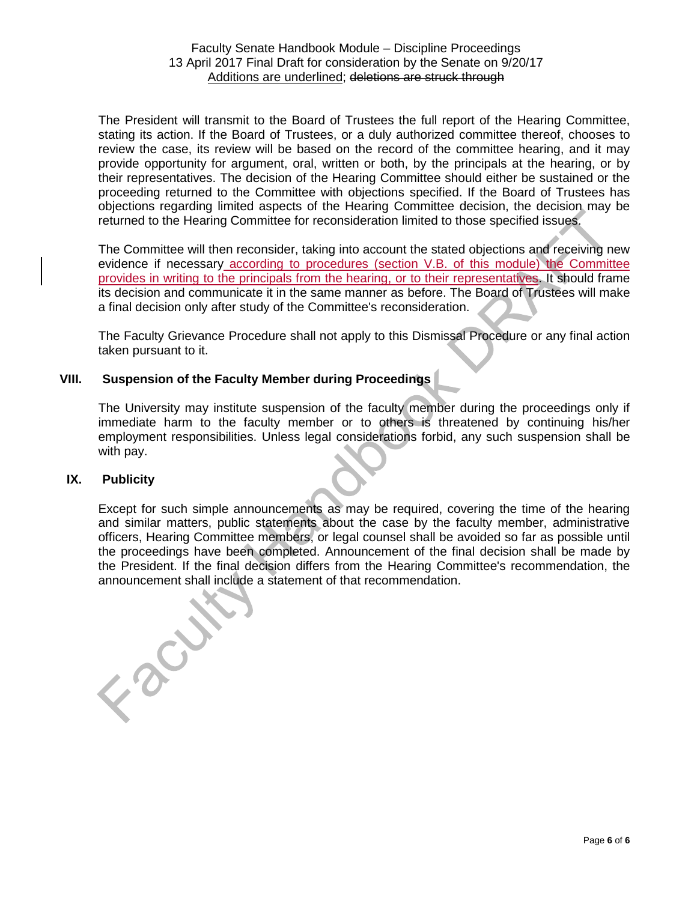The President will transmit to the Board of Trustees the full report of the Hearing Committee, stating its action. If the Board of Trustees, or a duly authorized committee thereof, chooses to review the case, its review will be based on the record of the committee hearing, and it may provide opportunity for argument, oral, written or both, by the principals at the hearing, or by their representatives. The decision of the Hearing Committee should either be sustained or the proceeding returned to the Committee with objections specified. If the Board of Trustees has objections regarding limited aspects of the Hearing Committee decision, the decision may be returned to the Hearing Committee for reconsideration limited to those specified issues.

The Committee will then reconsider, taking into account the stated objections and receiving new evidence if necessary according to procedures (section V.B. of this module) the Committee provides in writing to the principals from the hearing, or to their representatives. It should frame its decision and communicate it in the same manner as before. The Board of Trustees will make a final decision only after study of the Committee's reconsideration.

The Faculty Grievance Procedure shall not apply to this Dismissal Procedure or any final action taken pursuant to it.

## VIII. Suspension of the Faculty Member during Proceedings

The University may institute suspension of the faculty member during the proceedings only if immediate harm to the faculty member or to others is threatened by continuing his/her employment responsibilities. Unless legal considerations forbid, any such suspension shall be with pay.

## IX. Publicity

Except for such simple announcements as may be required, covering the time of the hearing and similar matters, public statements about the case by the faculty member, administrative officers, Hearing Committee members, or legal counsel shall be avoided so far as possible until the proceedings have been completed. Announcement of the final decision shall be made by the President. If the final decision differs from the Hearing Committee's recommendation, the announcement shall include a statement of that recommendation.